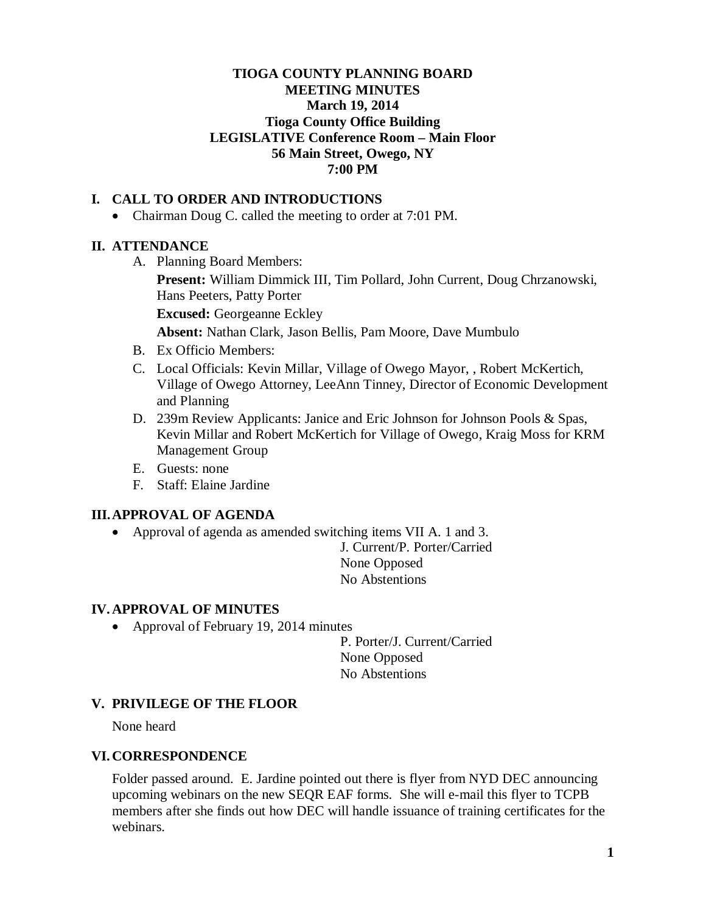# TIOGA COUNTY PLANNING BOARD
## MEETING MINUTES
### March 19, 2014
### Tioga County Office Building
### LEGISLATIVE Conference Room – Main Floor
### 56 Main Street, Owego, NY
### 7:00 PM

## I. CALL TO ORDER AND INTRODUCTIONS

- Chairman Doug C. called the meeting to order at 7:01 PM.

## II. ATTENDANCE

A. Planning Board Members:

**Present:** William Dimmick III, Tim Pollard, John Current, Doug Chrzanowski, Hans Peeters, Patty Porter

**Excused:** Georgeanne Eckley

**Absent:** Nathan Clark, Jason Bellis, Pam Moore, Dave Mumbulo

B. Ex Officio Members:

C. Local Officials: Kevin Millar, Village of Owego Mayor, , Robert McKertich, Village of Owego Attorney, LeeAnn Tinney, Director of Economic Development and Planning

D. 239m Review Applicants: Janice and Eric Johnson for Johnson Pools & Spas, Kevin Millar and Robert McKertich for Village of Owego, Kraig Moss for KRM Management Group

E. Guests: none

F. Staff: Elaine Jardine

## III. APPROVAL OF AGENDA

- Approval of agenda as amended switching items VII A. 1 and 3.

  J. Current/P. Porter/Carried
  None Opposed
  No Abstentions

## IV. APPROVAL OF MINUTES

- Approval of February 19, 2014 minutes

  P. Porter/J. Current/Carried
  None Opposed
  No Abstentions

## V. PRIVILEGE OF THE FLOOR

None heard

## VI. CORRESPONDENCE

Folder passed around. E. Jardine pointed out there is flyer from NYD DEC announcing upcoming webinars on the new SEQR EAF forms. She will e-mail this flyer to TCPB members after she finds out how DEC will handle issuance of training certificates for the webinars.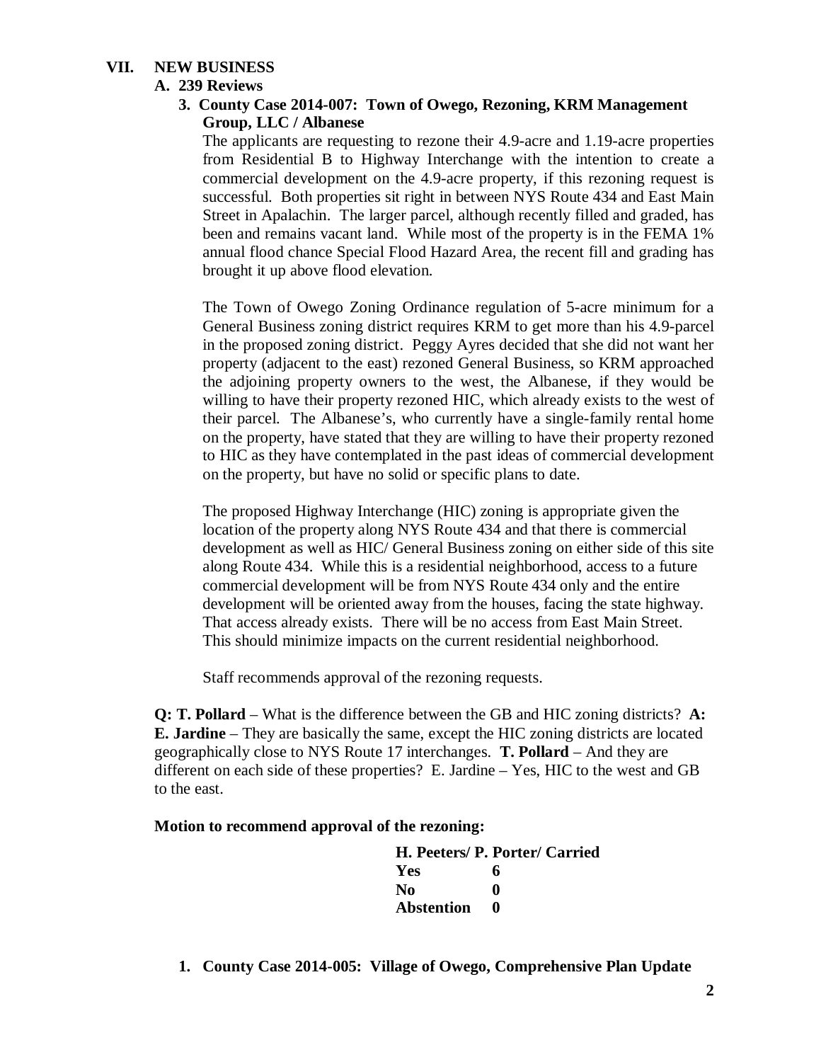## VII. NEW BUSINESS

### A. 239 Reviews

**3. County Case 2014-007: Town of Owego, Rezoning, KRM Management Group, LLC / Albanese**

The applicants are requesting to rezone their 4.9-acre and 1.19-acre properties from Residential B to Highway Interchange with the intention to create a commercial development on the 4.9-acre property, if this rezoning request is successful. Both properties sit right in between NYS Route 434 and East Main Street in Apalachin. The larger parcel, although recently filled and graded, has been and remains vacant land. While most of the property is in the FEMA 1% annual flood chance Special Flood Hazard Area, the recent fill and grading has brought it up above flood elevation.

The Town of Owego Zoning Ordinance regulation of 5-acre minimum for a General Business zoning district requires KRM to get more than his 4.9-parcel in the proposed zoning district. Peggy Ayres decided that she did not want her property (adjacent to the east) rezoned General Business, so KRM approached the adjoining property owners to the west, the Albanese, if they would be willing to have their property rezoned HIC, which already exists to the west of their parcel. The Albanese's, who currently have a single-family rental home on the property, have stated that they are willing to have their property rezoned to HIC as they have contemplated in the past ideas of commercial development on the property, but have no solid or specific plans to date.

The proposed Highway Interchange (HIC) zoning is appropriate given the location of the property along NYS Route 434 and that there is commercial development as well as HIC/ General Business zoning on either side of this site along Route 434. While this is a residential neighborhood, access to a future commercial development will be from NYS Route 434 only and the entire development will be oriented away from the houses, facing the state highway. That access already exists. There will be no access from East Main Street. This should minimize impacts on the current residential neighborhood.

Staff recommends approval of the rezoning requests.

**Q: T. Pollard** – What is the difference between the GB and HIC zoning districts? **A: E. Jardine** – They are basically the same, except the HIC zoning districts are located geographically close to NYS Route 17 interchanges. **T. Pollard** – And they are different on each side of these properties? E. Jardine – Yes, HIC to the west and GB to the east.

**Motion to recommend approval of the rezoning:**

**H. Peeters/ P. Porter/ Carried**

| | |
|---|---|
| **Yes** | **6** |
| **No** | **0** |
| **Abstention** | **0** |

**1. County Case 2014-005: Village of Owego, Comprehensive Plan Update**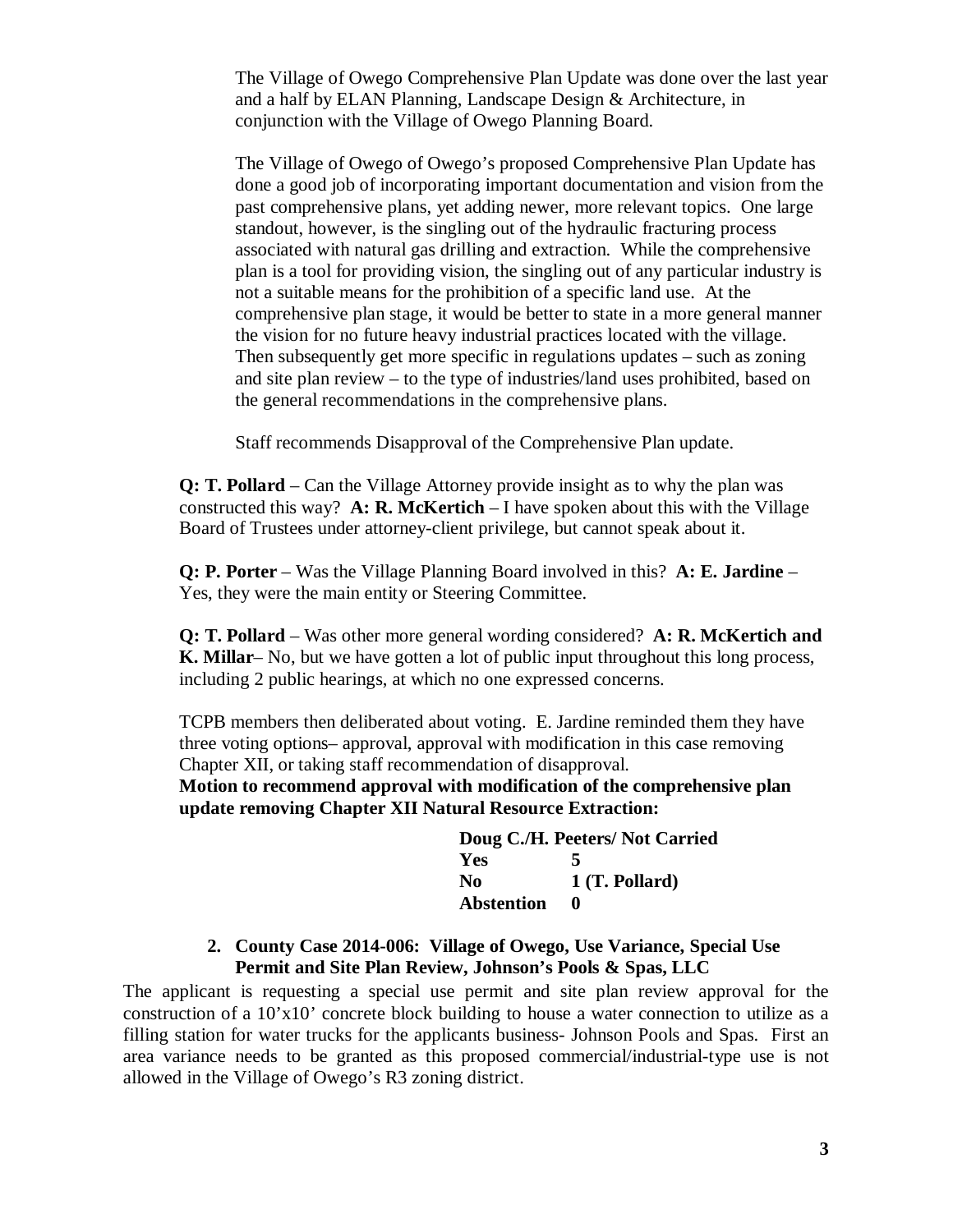The Village of Owego Comprehensive Plan Update was done over the last year and a half by ELAN Planning, Landscape Design & Architecture, in conjunction with the Village of Owego Planning Board.

The Village of Owego of Owego's proposed Comprehensive Plan Update has done a good job of incorporating important documentation and vision from the past comprehensive plans, yet adding newer, more relevant topics. One large standout, however, is the singling out of the hydraulic fracturing process associated with natural gas drilling and extraction. While the comprehensive plan is a tool for providing vision, the singling out of any particular industry is not a suitable means for the prohibition of a specific land use. At the comprehensive plan stage, it would be better to state in a more general manner the vision for no future heavy industrial practices located with the village. Then subsequently get more specific in regulations updates – such as zoning and site plan review – to the type of industries/land uses prohibited, based on the general recommendations in the comprehensive plans.

Staff recommends Disapproval of the Comprehensive Plan update.

**Q: T. Pollard** – Can the Village Attorney provide insight as to why the plan was constructed this way? **A: R. McKertich** – I have spoken about this with the Village Board of Trustees under attorney-client privilege, but cannot speak about it.

**Q: P. Porter** – Was the Village Planning Board involved in this? **A: E. Jardine** – Yes, they were the main entity or Steering Committee.

**Q: T. Pollard** – Was other more general wording considered? **A: R. McKertich and K. Millar**– No, but we have gotten a lot of public input throughout this long process, including 2 public hearings, at which no one expressed concerns.

TCPB members then deliberated about voting. E. Jardine reminded them they have three voting options– approval, approval with modification in this case removing Chapter XII, or taking staff recommendation of disapproval.

**Motion to recommend approval with modification of the comprehensive plan update removing Chapter XII Natural Resource Extraction:**

**Doug C./H. Peeters/ Not Carried**

| | |
|---|---|
| **Yes** | **5** |
| **No** | **1 (T. Pollard)** |
| **Abstention** | **0** |

2. **County Case 2014-006: Village of Owego, Use Variance, Special Use Permit and Site Plan Review, Johnson's Pools & Spas, LLC**

The applicant is requesting a special use permit and site plan review approval for the construction of a 10'x10' concrete block building to house a water connection to utilize as a filling station for water trucks for the applicants business- Johnson Pools and Spas. First an area variance needs to be granted as this proposed commercial/industrial-type use is not allowed in the Village of Owego's R3 zoning district.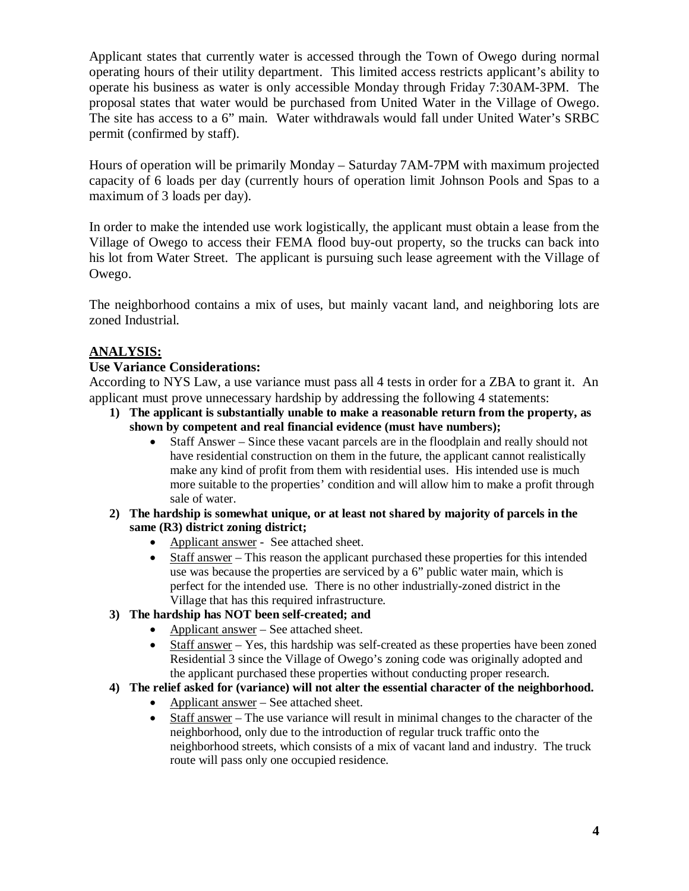Applicant states that currently water is accessed through the Town of Owego during normal operating hours of their utility department. This limited access restricts applicant's ability to operate his business as water is only accessible Monday through Friday 7:30AM-3PM. The proposal states that water would be purchased from United Water in the Village of Owego. The site has access to a 6" main. Water withdrawals would fall under United Water's SRBC permit (confirmed by staff).

Hours of operation will be primarily Monday – Saturday 7AM-7PM with maximum projected capacity of 6 loads per day (currently hours of operation limit Johnson Pools and Spas to a maximum of 3 loads per day).

In order to make the intended use work logistically, the applicant must obtain a lease from the Village of Owego to access their FEMA flood buy-out property, so the trucks can back into his lot from Water Street. The applicant is pursuing such lease agreement with the Village of Owego.

The neighborhood contains a mix of uses, but mainly vacant land, and neighboring lots are zoned Industrial.

## ANALYSIS:

**Use Variance Considerations:**

According to NYS Law, a use variance must pass all 4 tests in order for a ZBA to grant it. An applicant must prove unnecessary hardship by addressing the following 4 statements:

1) **The applicant is substantially unable to make a reasonable return from the property, as shown by competent and real financial evidence (must have numbers);**
   - Staff Answer – Since these vacant parcels are in the floodplain and really should not have residential construction on them in the future, the applicant cannot realistically make any kind of profit from them with residential uses. His intended use is much more suitable to the properties' condition and will allow him to make a profit through sale of water.
2) **The hardship is somewhat unique, or at least not shared by majority of parcels in the same (R3) district zoning district;**
   - Applicant answer - See attached sheet.
   - Staff answer – This reason the applicant purchased these properties for this intended use was because the properties are serviced by a 6" public water main, which is perfect for the intended use. There is no other industrially-zoned district in the Village that has this required infrastructure.
3) **The hardship has NOT been self-created; and**
   - Applicant answer – See attached sheet.
   - Staff answer – Yes, this hardship was self-created as these properties have been zoned Residential 3 since the Village of Owego's zoning code was originally adopted and the applicant purchased these properties without conducting proper research.
4) **The relief asked for (variance) will not alter the essential character of the neighborhood.**
   - Applicant answer – See attached sheet.
   - Staff answer – The use variance will result in minimal changes to the character of the neighborhood, only due to the introduction of regular truck traffic onto the neighborhood streets, which consists of a mix of vacant land and industry. The truck route will pass only one occupied residence.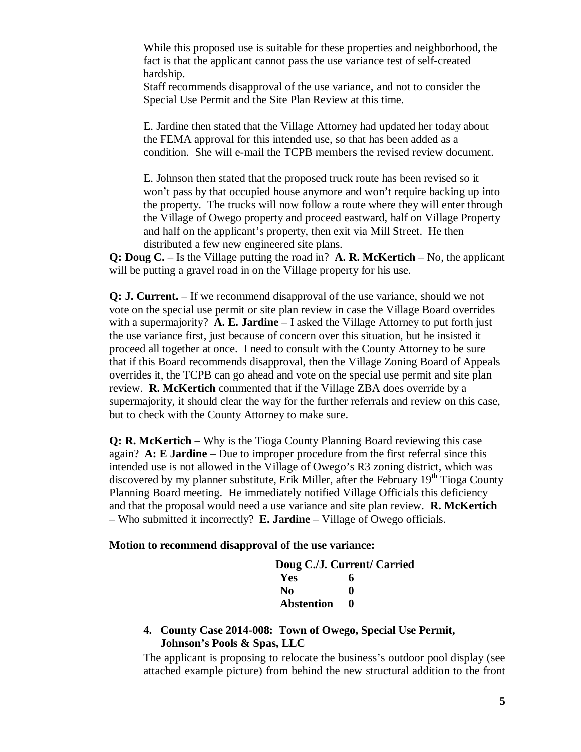While this proposed use is suitable for these properties and neighborhood, the fact is that the applicant cannot pass the use variance test of self-created hardship.

Staff recommends disapproval of the use variance, and not to consider the Special Use Permit and the Site Plan Review at this time.

E. Jardine then stated that the Village Attorney had updated her today about the FEMA approval for this intended use, so that has been added as a condition. She will e-mail the TCPB members the revised review document.

E. Johnson then stated that the proposed truck route has been revised so it won't pass by that occupied house anymore and won't require backing up into the property. The trucks will now follow a route where they will enter through the Village of Owego property and proceed eastward, half on Village Property and half on the applicant's property, then exit via Mill Street. He then distributed a few new engineered site plans.

**Q: Doug C.** – Is the Village putting the road in? **A. R. McKertich** – No, the applicant will be putting a gravel road in on the Village property for his use.

**Q: J. Current.** – If we recommend disapproval of the use variance, should we not vote on the special use permit or site plan review in case the Village Board overrides with a supermajority? **A. E. Jardine** – I asked the Village Attorney to put forth just the use variance first, just because of concern over this situation, but he insisted it proceed all together at once. I need to consult with the County Attorney to be sure that if this Board recommends disapproval, then the Village Zoning Board of Appeals overrides it, the TCPB can go ahead and vote on the special use permit and site plan review. **R. McKertich** commented that if the Village ZBA does override by a supermajority, it should clear the way for the further referrals and review on this case, but to check with the County Attorney to make sure.

**Q: R. McKertich** – Why is the Tioga County Planning Board reviewing this case again? **A: E Jardine** – Due to improper procedure from the first referral since this intended use is not allowed in the Village of Owego's R3 zoning district, which was discovered by my planner substitute, Erik Miller, after the February 19th Tioga County Planning Board meeting. He immediately notified Village Officials this deficiency and that the proposal would need a use variance and site plan review. **R. McKertich** – Who submitted it incorrectly? **E. Jardine** – Village of Owego officials.

**Motion to recommend disapproval of the use variance:**

**Doug C./J. Current/ Carried**

| | |
|---|---|
| **Yes** | **6** |
| **No** | **0** |
| **Abstention** | **0** |

**4. County Case 2014-008: Town of Owego, Special Use Permit, Johnson's Pools & Spas, LLC**

The applicant is proposing to relocate the business's outdoor pool display (see attached example picture) from behind the new structural addition to the front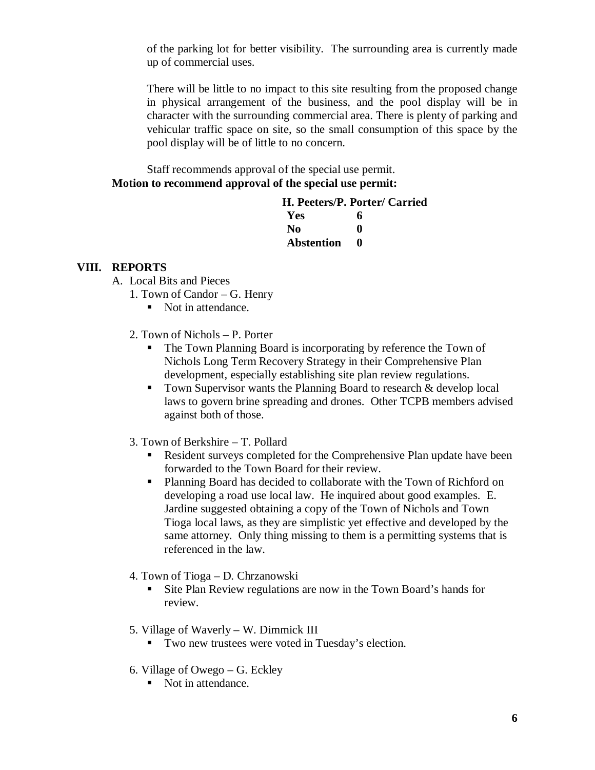of the parking lot for better visibility. The surrounding area is currently made up of commercial uses.

There will be little to no impact to this site resulting from the proposed change in physical arrangement of the business, and the pool display will be in character with the surrounding commercial area. There is plenty of parking and vehicular traffic space on site, so the small consumption of this space by the pool display will be of little to no concern.

Staff recommends approval of the special use permit.

**Motion to recommend approval of the special use permit:**

**H. Peeters/P. Porter/ Carried**

| | |
|---|---|
| **Yes** | **6** |
| **No** | **0** |
| **Abstention** | **0** |

## VIII. REPORTS

A. Local Bits and Pieces

1. Town of Candor – G. Henry
   - Not in attendance.

2. Town of Nichols – P. Porter
   - The Town Planning Board is incorporating by reference the Town of Nichols Long Term Recovery Strategy in their Comprehensive Plan development, especially establishing site plan review regulations.
   - Town Supervisor wants the Planning Board to research & develop local laws to govern brine spreading and drones. Other TCPB members advised against both of those.

3. Town of Berkshire – T. Pollard
   - Resident surveys completed for the Comprehensive Plan update have been forwarded to the Town Board for their review.
   - Planning Board has decided to collaborate with the Town of Richford on developing a road use local law. He inquired about good examples. E. Jardine suggested obtaining a copy of the Town of Nichols and Town Tioga local laws, as they are simplistic yet effective and developed by the same attorney. Only thing missing to them is a permitting systems that is referenced in the law.

4. Town of Tioga – D. Chrzanowski
   - Site Plan Review regulations are now in the Town Board's hands for review.

5. Village of Waverly – W. Dimmick III
   - Two new trustees were voted in Tuesday's election.

6. Village of Owego – G. Eckley
   - Not in attendance.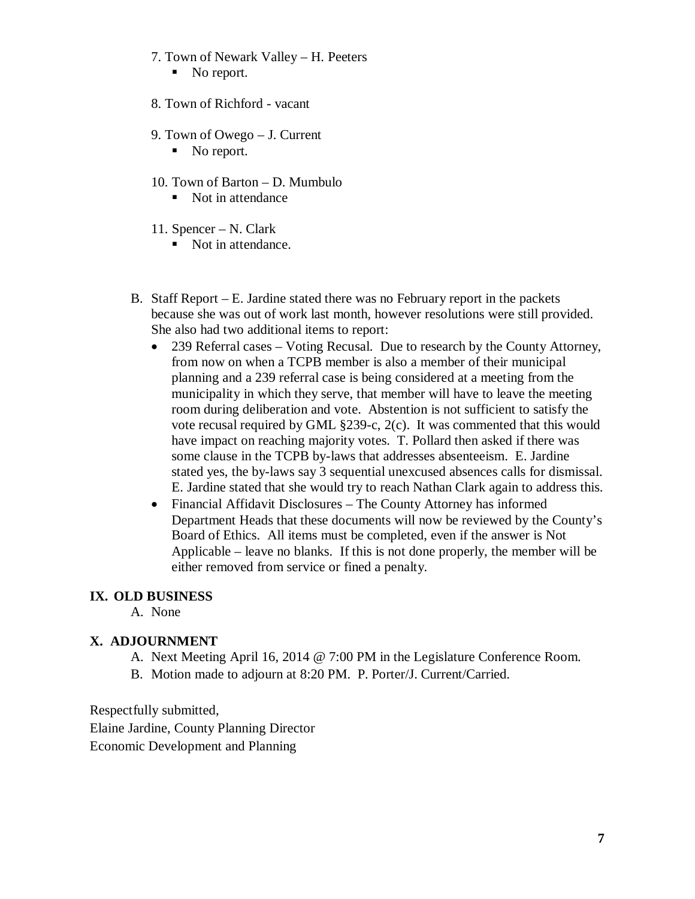7. Town of Newark Valley – H. Peeters
   - No report.

8. Town of Richford - vacant

9. Town of Owego – J. Current
   - No report.

10. Town of Barton – D. Mumbulo
    - Not in attendance

11. Spencer – N. Clark
    - Not in attendance.

B. Staff Report – E. Jardine stated there was no February report in the packets because she was out of work last month, however resolutions were still provided. She also had two additional items to report:
   - 239 Referral cases – Voting Recusal. Due to research by the County Attorney, from now on when a TCPB member is also a member of their municipal planning and a 239 referral case is being considered at a meeting from the municipality in which they serve, that member will have to leave the meeting room during deliberation and vote. Abstention is not sufficient to satisfy the vote recusal required by GML §239-c, 2(c). It was commented that this would have impact on reaching majority votes. T. Pollard then asked if there was some clause in the TCPB by-laws that addresses absenteeism. E. Jardine stated yes, the by-laws say 3 sequential unexcused absences calls for dismissal. E. Jardine stated that she would try to reach Nathan Clark again to address this.
   - Financial Affidavit Disclosures – The County Attorney has informed Department Heads that these documents will now be reviewed by the County's Board of Ethics. All items must be completed, even if the answer is Not Applicable – leave no blanks. If this is not done properly, the member will be either removed from service or fined a penalty.

## IX. OLD BUSINESS

A. None

## X. ADJOURNMENT

A. Next Meeting April 16, 2014 @ 7:00 PM in the Legislature Conference Room.

B. Motion made to adjourn at 8:20 PM. P. Porter/J. Current/Carried.

Respectfully submitted,
Elaine Jardine, County Planning Director
Economic Development and Planning